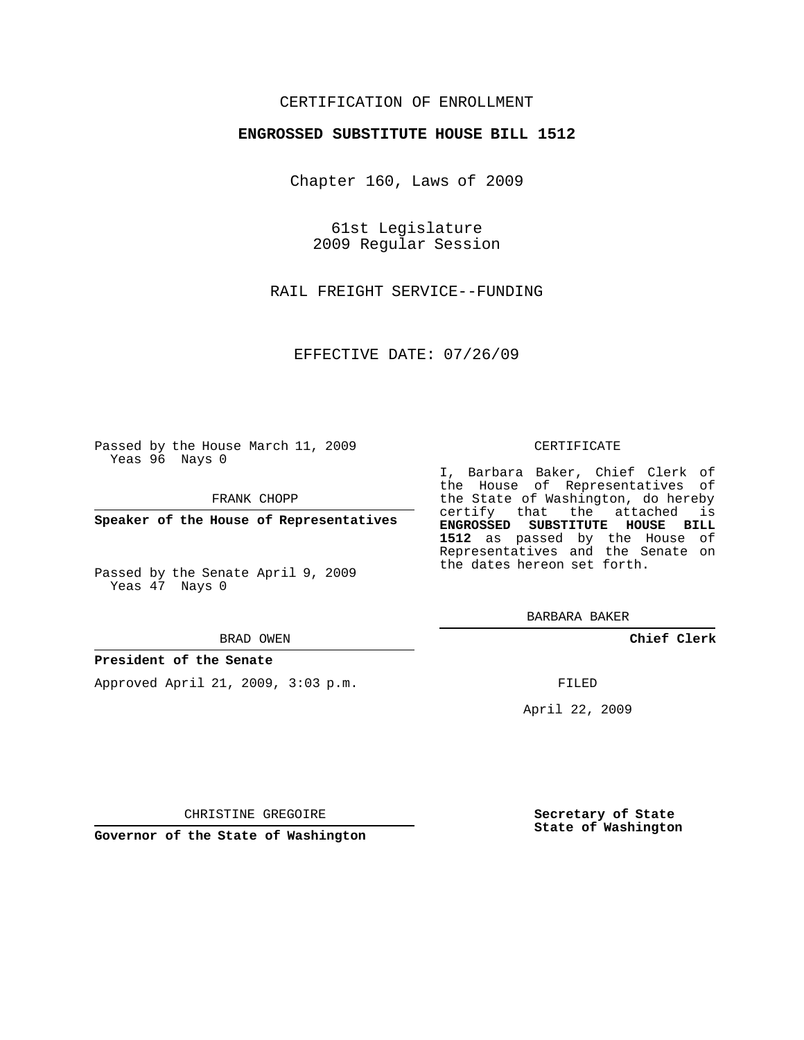CERTIFICATION OF ENROLLMENT

**ENGROSSED SUBSTITUTE HOUSE BILL 1512**

Chapter 160, Laws of 2009

61st Legislature
2009 Regular Session

RAIL FREIGHT SERVICE--FUNDING

EFFECTIVE DATE: 07/26/09

Passed by the House March 11, 2009
Yeas 96 Nays 0

FRANK CHOPP

**Speaker of the House of Representatives**

Passed by the Senate April 9, 2009
Yeas 47 Nays 0

BRAD OWEN

**President of the Senate**

Approved April 21, 2009, 3:03 p.m.

CHRISTINE GREGOIRE

**Governor of the State of Washington**

CERTIFICATE

I, Barbara Baker, Chief Clerk of the House of Representatives of the State of Washington, do hereby certify that the attached is **ENGROSSED SUBSTITUTE HOUSE BILL 1512** as passed by the House of Representatives and the Senate on the dates hereon set forth.

BARBARA BAKER

**Chief Clerk**

FILED

April 22, 2009

**Secretary of State**
**State of Washington**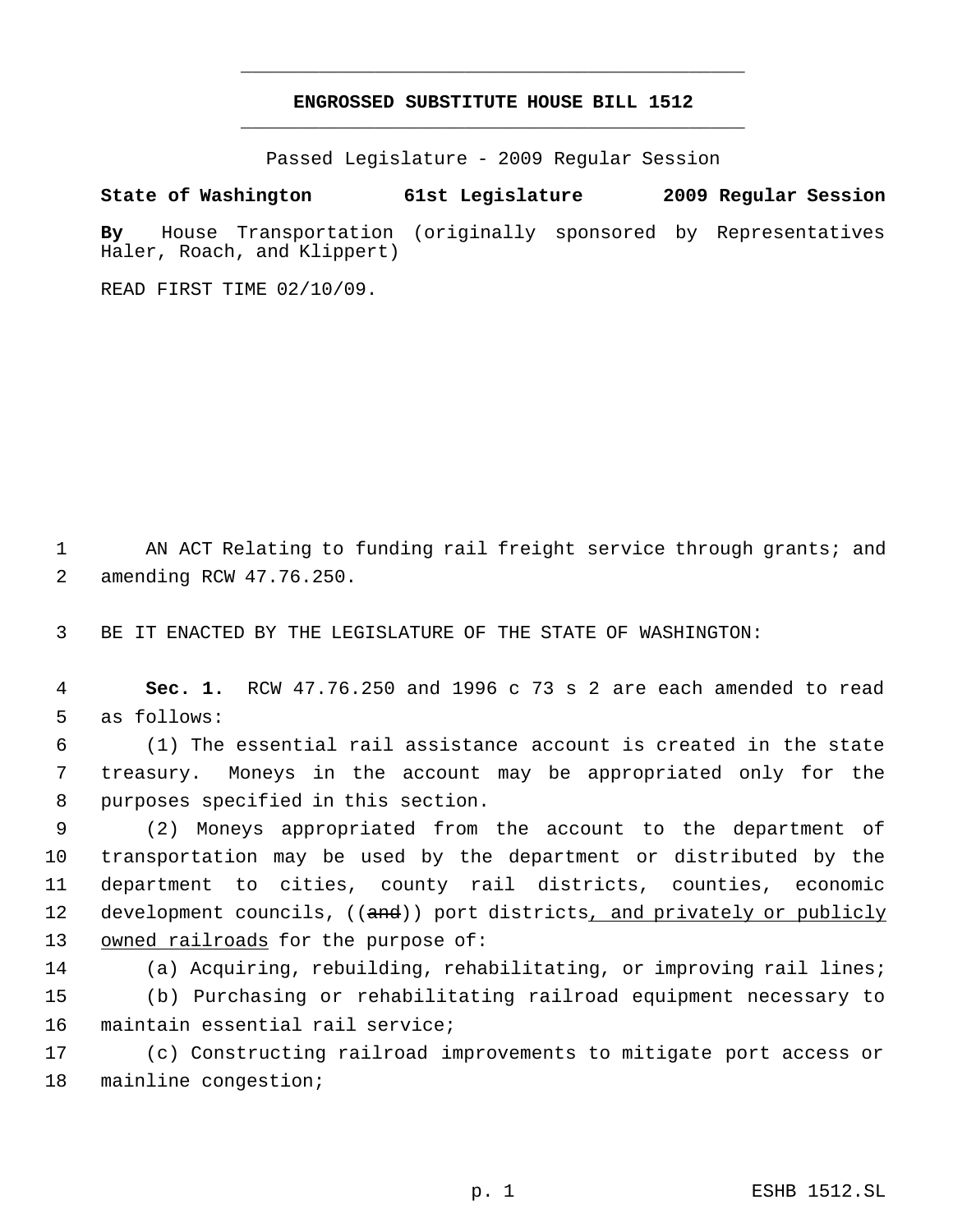# ENGROSSED SUBSTITUTE HOUSE BILL 1512

Passed Legislature - 2009 Regular Session

**State of Washington 61st Legislature 2009 Regular Session**

**By** House Transportation (originally sponsored by Representatives Haler, Roach, and Klippert)

READ FIRST TIME 02/10/09.

AN ACT Relating to funding rail freight service through grants; and amending RCW 47.76.250.

BE IT ENACTED BY THE LEGISLATURE OF THE STATE OF WASHINGTON:

**Sec. 1.** RCW 47.76.250 and 1996 c 73 s 2 are each amended to read as follows:

(1) The essential rail assistance account is created in the state treasury. Moneys in the account may be appropriated only for the purposes specified in this section.

(2) Moneys appropriated from the account to the department of transportation may be used by the department or distributed by the department to cities, county rail districts, counties, economic development councils, ((and)) port districts, and privately or publicly owned railroads for the purpose of:

(a) Acquiring, rebuilding, rehabilitating, or improving rail lines;

(b) Purchasing or rehabilitating railroad equipment necessary to maintain essential rail service;

(c) Constructing railroad improvements to mitigate port access or mainline congestion;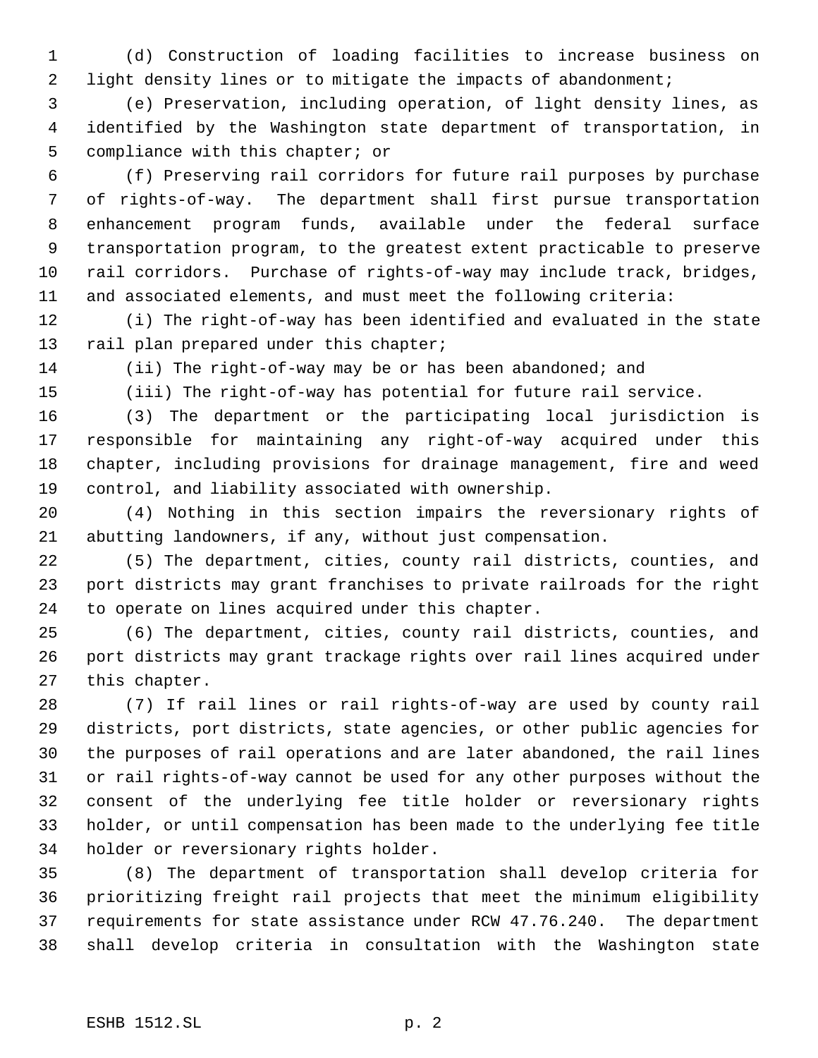(d) Construction of loading facilities to increase business on light density lines or to mitigate the impacts of abandonment;

(e) Preservation, including operation, of light density lines, as identified by the Washington state department of transportation, in compliance with this chapter; or

(f) Preserving rail corridors for future rail purposes by purchase of rights-of-way. The department shall first pursue transportation enhancement program funds, available under the federal surface transportation program, to the greatest extent practicable to preserve rail corridors. Purchase of rights-of-way may include track, bridges, and associated elements, and must meet the following criteria:

(i) The right-of-way has been identified and evaluated in the state rail plan prepared under this chapter;

(ii) The right-of-way may be or has been abandoned; and

(iii) The right-of-way has potential for future rail service.

(3) The department or the participating local jurisdiction is responsible for maintaining any right-of-way acquired under this chapter, including provisions for drainage management, fire and weed control, and liability associated with ownership.

(4) Nothing in this section impairs the reversionary rights of abutting landowners, if any, without just compensation.

(5) The department, cities, county rail districts, counties, and port districts may grant franchises to private railroads for the right to operate on lines acquired under this chapter.

(6) The department, cities, county rail districts, counties, and port districts may grant trackage rights over rail lines acquired under this chapter.

(7) If rail lines or rail rights-of-way are used by county rail districts, port districts, state agencies, or other public agencies for the purposes of rail operations and are later abandoned, the rail lines or rail rights-of-way cannot be used for any other purposes without the consent of the underlying fee title holder or reversionary rights holder, or until compensation has been made to the underlying fee title holder or reversionary rights holder.

(8) The department of transportation shall develop criteria for prioritizing freight rail projects that meet the minimum eligibility requirements for state assistance under RCW 47.76.240. The department shall develop criteria in consultation with the Washington state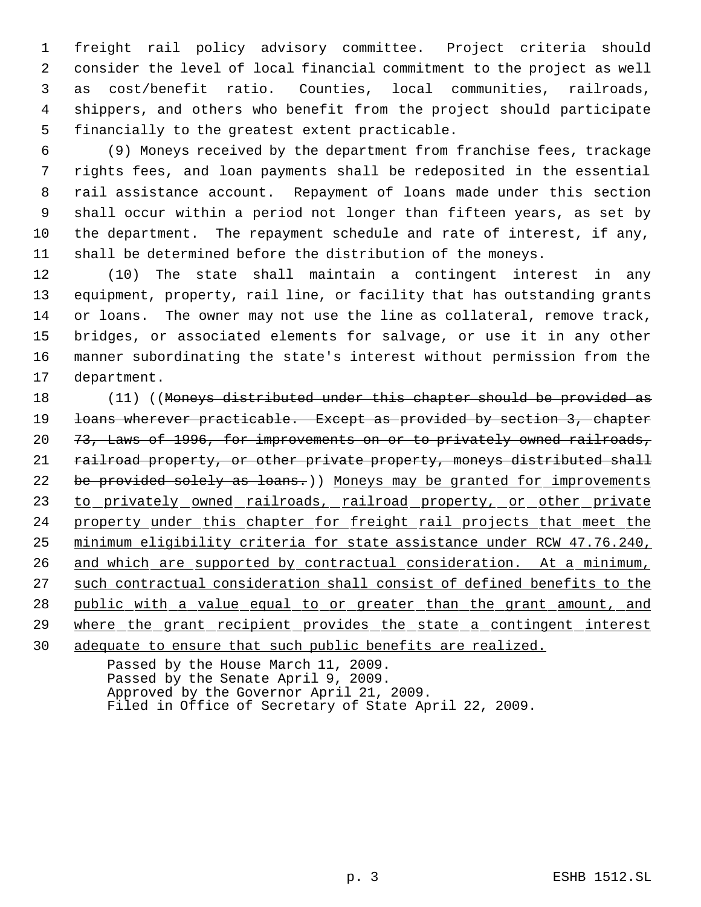freight rail policy advisory committee. Project criteria should consider the level of local financial commitment to the project as well as cost/benefit ratio. Counties, local communities, railroads, shippers, and others who benefit from the project should participate financially to the greatest extent practicable.

(9) Moneys received by the department from franchise fees, trackage rights fees, and loan payments shall be redeposited in the essential rail assistance account. Repayment of loans made under this section shall occur within a period not longer than fifteen years, as set by the department. The repayment schedule and rate of interest, if any, shall be determined before the distribution of the moneys.

(10) The state shall maintain a contingent interest in any equipment, property, rail line, or facility that has outstanding grants or loans. The owner may not use the line as collateral, remove track, bridges, or associated elements for salvage, or use it in any other manner subordinating the state's interest without permission from the department.

(11) ((~~Moneys distributed under this chapter should be provided as loans wherever practicable. Except as provided by section 3, chapter 73, Laws of 1996, for improvements on or to privately owned railroads, railroad property, or other private property, moneys distributed shall be provided solely as loans.~~)) <u>Moneys may be granted for improvements to privately owned railroads, railroad property, or other private property under this chapter for freight rail projects that meet the minimum eligibility criteria for state assistance under RCW 47.76.240, and which are supported by contractual consideration. At a minimum, such contractual consideration shall consist of defined benefits to the public with a value equal to or greater than the grant amount, and where the grant recipient provides the state a contingent interest adequate to ensure that such public benefits are realized.</u>

Passed by the House March 11, 2009.
Passed by the Senate April 9, 2009.
Approved by the Governor April 21, 2009.
Filed in Office of Secretary of State April 22, 2009.